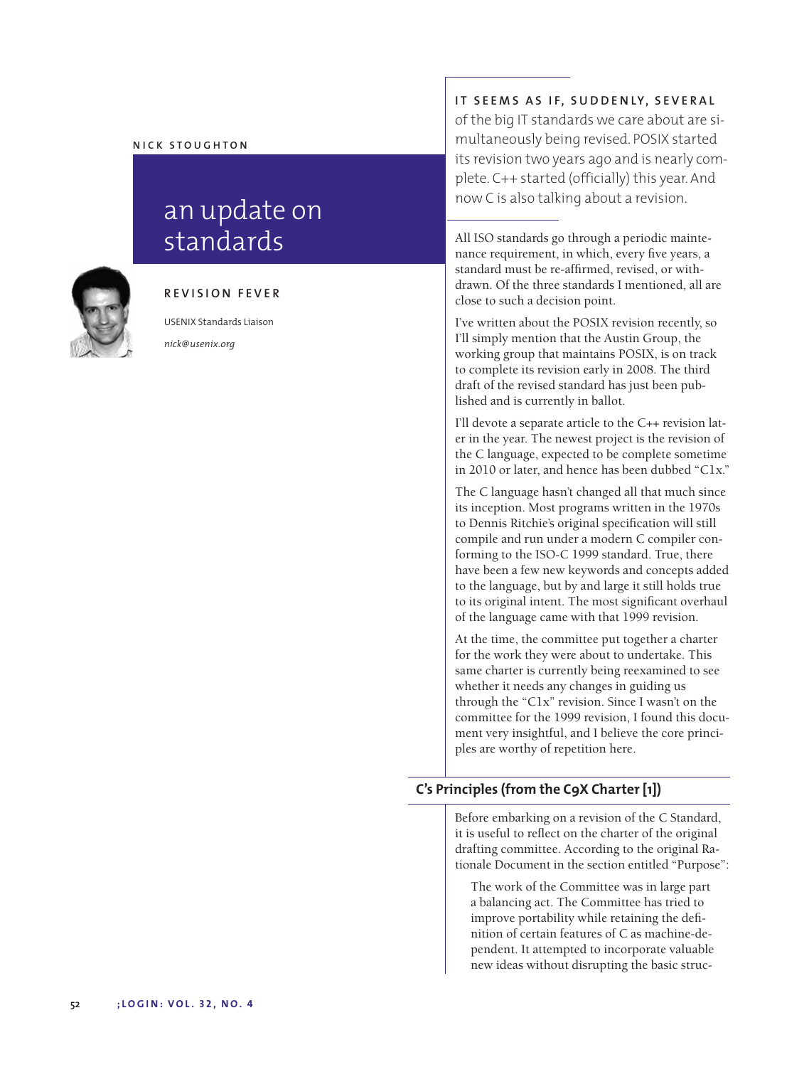NICK STOUGHTON

# an update on standards

## REVISION FEVER

USENIX Standards Liaison

*nick@usenix.org*

IT SEEMS AS IF, SUDDENLY, SEVERAL of the big IT standards we care about are simultaneously being revised. POSIX started its revision two years ago and is nearly complete. C++ started (officially) this year. And now C is also talking about a revision.

All ISO standards go through a periodic maintenance requirement, in which, every five years, a standard must be re-affirmed, revised, or withdrawn. Of the three standards I mentioned, all are close to such a decision point.

I've written about the POSIX revision recently, so I'll simply mention that the Austin Group, the working group that maintains POSIX, is on track to complete its revision early in 2008. The third draft of the revised standard has just been published and is currently in ballot.

I'll devote a separate article to the C++ revision later in the year. The newest project is the revision of the C language, expected to be complete sometime in 2010 or later, and hence has been dubbed "C1x."

The C language hasn't changed all that much since its inception. Most programs written in the 1970s to Dennis Ritchie's original specification will still compile and run under a modern C compiler conforming to the ISO-C 1999 standard. True, there have been a few new keywords and concepts added to the language, but by and large it still holds true to its original intent. The most significant overhaul of the language came with that 1999 revision.

At the time, the committee put together a charter for the work they were about to undertake. This same charter is currently being reexamined to see whether it needs any changes in guiding us through the "C1x" revision. Since I wasn't on the committee for the 1999 revision, I found this document very insightful, and I believe the core principles are worthy of repetition here.

## C's Principles (from the C9X Charter [1])

Before embarking on a revision of the C Standard, it is useful to reflect on the charter of the original drafting committee. According to the original Rationale Document in the section entitled "Purpose":

> The work of the Committee was in large part a balancing act. The Committee has tried to improve portability while retaining the definition of certain features of C as machine-dependent. It attempted to incorporate valuable new ideas without disrupting the basic struc-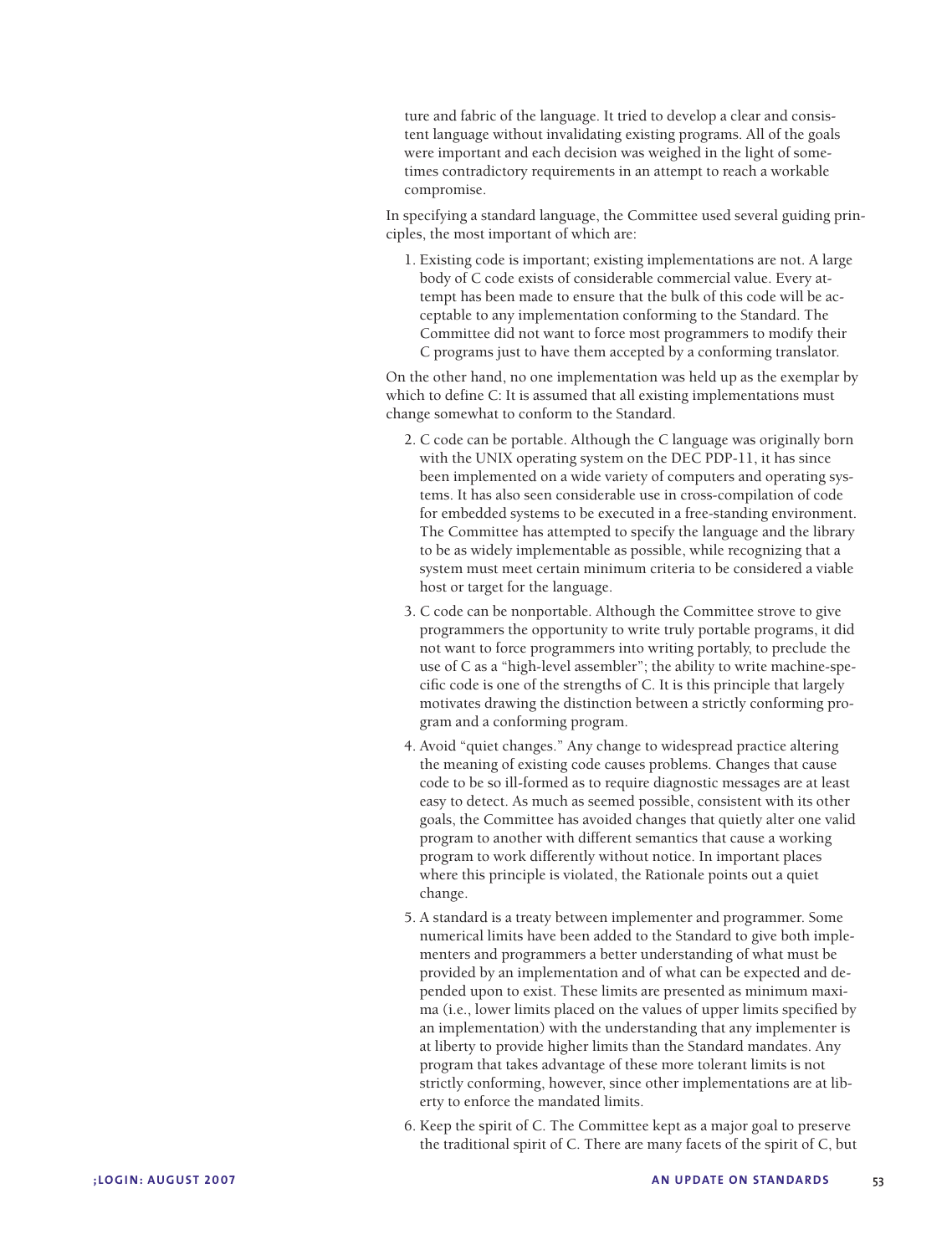ture and fabric of the language. It tried to develop a clear and consistent language without invalidating existing programs. All of the goals were important and each decision was weighed in the light of sometimes contradictory requirements in an attempt to reach a workable compromise.

In specifying a standard language, the Committee used several guiding principles, the most important of which are:

1. Existing code is important; existing implementations are not. A large body of C code exists of considerable commercial value. Every attempt has been made to ensure that the bulk of this code will be acceptable to any implementation conforming to the Standard. The Committee did not want to force most programmers to modify their C programs just to have them accepted by a conforming translator.

On the other hand, no one implementation was held up as the exemplar by which to define C: It is assumed that all existing implementations must change somewhat to conform to the Standard.

2. C code can be portable. Although the C language was originally born with the UNIX operating system on the DEC PDP-11, it has since been implemented on a wide variety of computers and operating systems. It has also seen considerable use in cross-compilation of code for embedded systems to be executed in a free-standing environment. The Committee has attempted to specify the language and the library to be as widely implementable as possible, while recognizing that a system must meet certain minimum criteria to be considered a viable host or target for the language.
3. C code can be nonportable. Although the Committee strove to give programmers the opportunity to write truly portable programs, it did not want to force programmers into writing portably, to preclude the use of C as a "high-level assembler"; the ability to write machine-specific code is one of the strengths of C. It is this principle that largely motivates drawing the distinction between a strictly conforming program and a conforming program.
4. Avoid "quiet changes." Any change to widespread practice altering the meaning of existing code causes problems. Changes that cause code to be so ill-formed as to require diagnostic messages are at least easy to detect. As much as seemed possible, consistent with its other goals, the Committee has avoided changes that quietly alter one valid program to another with different semantics that cause a working program to work differently without notice. In important places where this principle is violated, the Rationale points out a quiet change.
5. A standard is a treaty between implementer and programmer. Some numerical limits have been added to the Standard to give both implementers and programmers a better understanding of what must be provided by an implementation and of what can be expected and depended upon to exist. These limits are presented as minimum maxima (i.e., lower limits placed on the values of upper limits specified by an implementation) with the understanding that any implementer is at liberty to provide higher limits than the Standard mandates. Any program that takes advantage of these more tolerant limits is not strictly conforming, however, since other implementations are at liberty to enforce the mandated limits.
6. Keep the spirit of C. The Committee kept as a major goal to preserve the traditional spirit of C. There are many facets of the spirit of C, but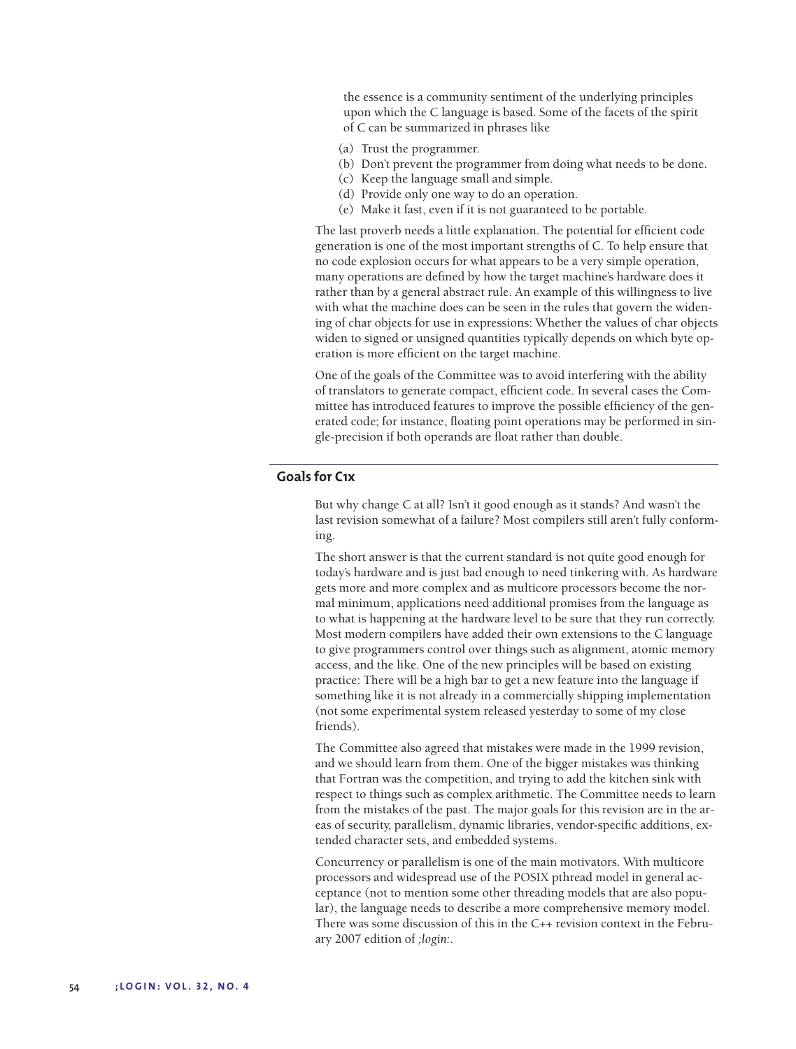the essence is a community sentiment of the underlying principles upon which the C language is based. Some of the facets of the spirit of C can be summarized in phrases like

(a) Trust the programmer.
(b) Don't prevent the programmer from doing what needs to be done.
(c) Keep the language small and simple.
(d) Provide only one way to do an operation.
(e) Make it fast, even if it is not guaranteed to be portable.

The last proverb needs a little explanation. The potential for efficient code generation is one of the most important strengths of C. To help ensure that no code explosion occurs for what appears to be a very simple operation, many operations are defined by how the target machine's hardware does it rather than by a general abstract rule. An example of this willingness to live with what the machine does can be seen in the rules that govern the widening of char objects for use in expressions: Whether the values of char objects widen to signed or unsigned quantities typically depends on which byte operation is more efficient on the target machine.

One of the goals of the Committee was to avoid interfering with the ability of translators to generate compact, efficient code. In several cases the Committee has introduced features to improve the possible efficiency of the generated code; for instance, floating point operations may be performed in single-precision if both operands are float rather than double.

## Goals for C1x

But why change C at all? Isn't it good enough as it stands? And wasn't the last revision somewhat of a failure? Most compilers still aren't fully conforming.

The short answer is that the current standard is not quite good enough for today's hardware and is just bad enough to need tinkering with. As hardware gets more and more complex and as multicore processors become the normal minimum, applications need additional promises from the language as to what is happening at the hardware level to be sure that they run correctly. Most modern compilers have added their own extensions to the C language to give programmers control over things such as alignment, atomic memory access, and the like. One of the new principles will be based on existing practice: There will be a high bar to get a new feature into the language if something like it is not already in a commercially shipping implementation (not some experimental system released yesterday to some of my close friends).

The Committee also agreed that mistakes were made in the 1999 revision, and we should learn from them. One of the bigger mistakes was thinking that Fortran was the competition, and trying to add the kitchen sink with respect to things such as complex arithmetic. The Committee needs to learn from the mistakes of the past. The major goals for this revision are in the areas of security, parallelism, dynamic libraries, vendor-specific additions, extended character sets, and embedded systems.

Concurrency or parallelism is one of the main motivators. With multicore processors and widespread use of the POSIX pthread model in general acceptance (not to mention some other threading models that are also popular), the language needs to describe a more comprehensive memory model. There was some discussion of this in the C++ revision context in the February 2007 edition of *;login:*.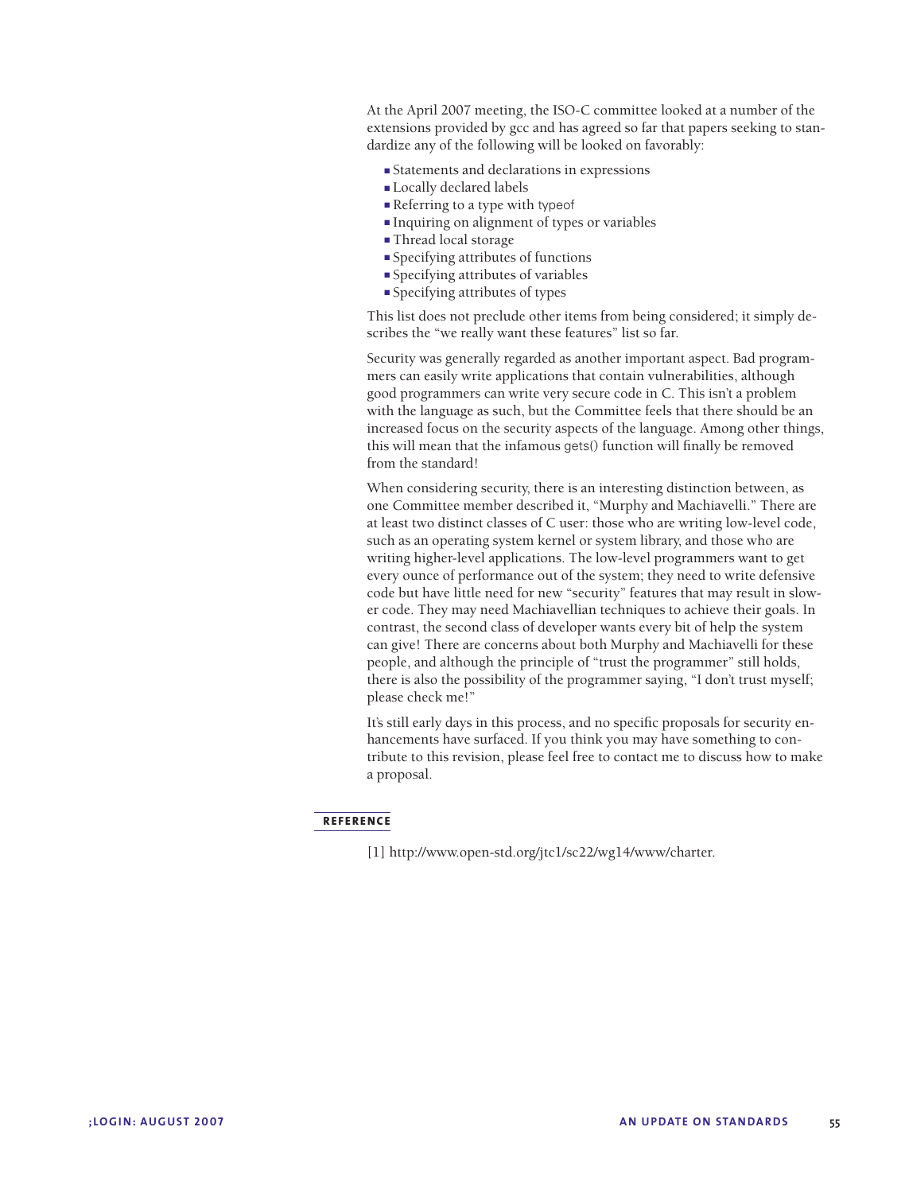At the April 2007 meeting, the ISO-C committee looked at a number of the extensions provided by gcc and has agreed so far that papers seeking to standardize any of the following will be looked on favorably:

- Statements and declarations in expressions
- Locally declared labels
- Referring to a type with `typeof`
- Inquiring on alignment of types or variables
- Thread local storage
- Specifying attributes of functions
- Specifying attributes of variables
- Specifying attributes of types

This list does not preclude other items from being considered; it simply describes the "we really want these features" list so far.

Security was generally regarded as another important aspect. Bad programmers can easily write applications that contain vulnerabilities, although good programmers can write very secure code in C. This isn't a problem with the language as such, but the Committee feels that there should be an increased focus on the security aspects of the language. Among other things, this will mean that the infamous `gets()` function will finally be removed from the standard!

When considering security, there is an interesting distinction between, as one Committee member described it, "Murphy and Machiavelli." There are at least two distinct classes of C user: those who are writing low-level code, such as an operating system kernel or system library, and those who are writing higher-level applications. The low-level programmers want to get every ounce of performance out of the system; they need to write defensive code but have little need for new "security" features that may result in slower code. They may need Machiavellian techniques to achieve their goals. In contrast, the second class of developer wants every bit of help the system can give! There are concerns about both Murphy and Machiavelli for these people, and although the principle of "trust the programmer" still holds, there is also the possibility of the programmer saying, "I don't trust myself; please check me!"

It's still early days in this process, and no specific proposals for security enhancements have surfaced. If you think you may have something to contribute to this revision, please feel free to contact me to discuss how to make a proposal.

## REFERENCE

[1] http://www.open-std.org/jtc1/sc22/wg14/www/charter.